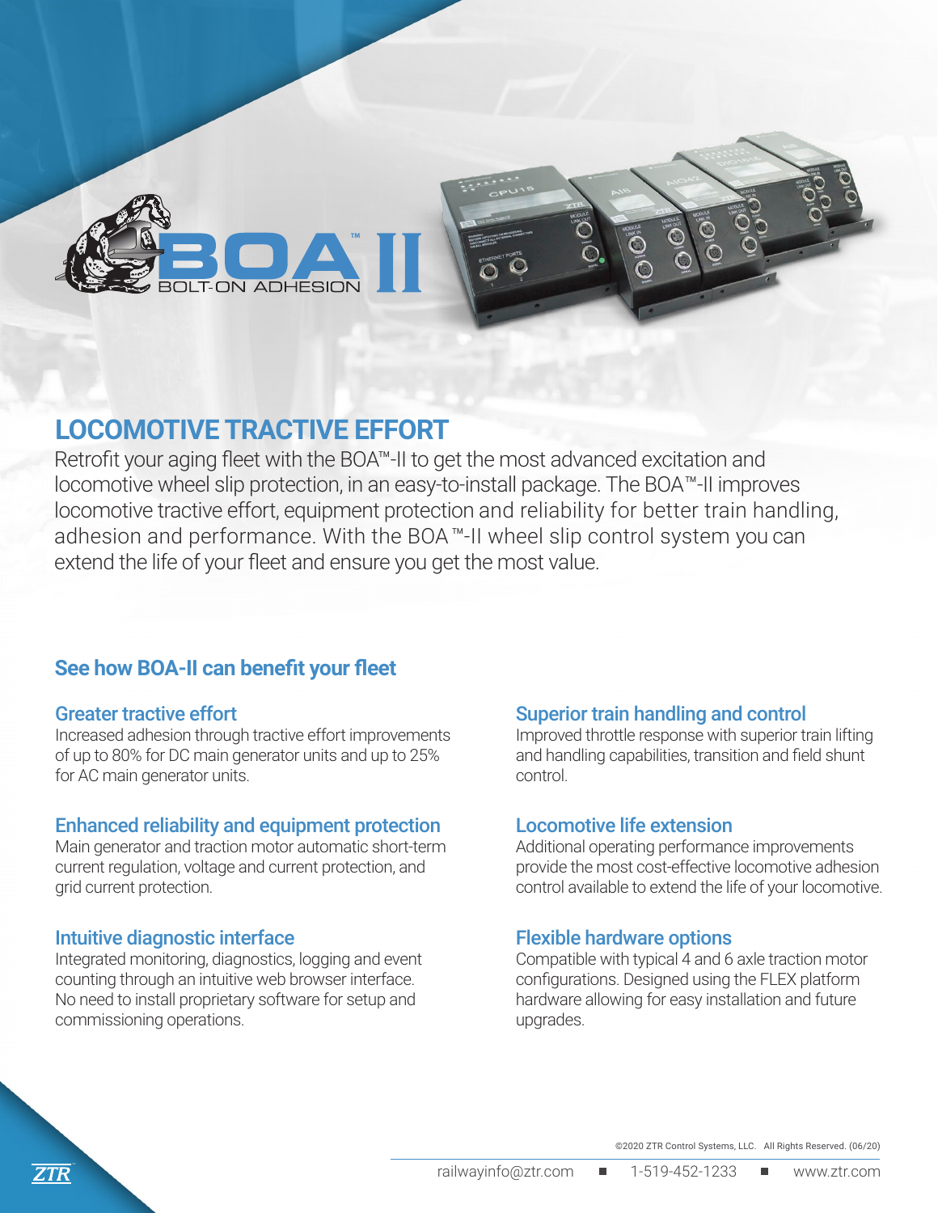# LOCOMOTIVE TRACTIVE EFFORT

Retrofit your aging fleet with the BOA™-II to get the most advanced excitation and locomotive wheel slip protection, in an easy-to-install package. The BOA™-II improves locomotive tractive effort, equipment protection and reliability for better train handling, adhesion and performance. With the BOA™-II wheel slip control system you can extend the life of your fleet and ensure you get the most value.

## See how BOA-II can benefit your fleet

### Greater tractive effort

Increased adhesion through tractive effort improvements of up to 80% for DC main generator units and up to 25% for AC main generator units.

### Enhanced reliability and equipment protection

Main generator and traction motor automatic short-term current regulation, voltage and current protection, and grid current protection.

### Intuitive diagnostic interface

Integrated monitoring, diagnostics, logging and event counting through an intuitive web browser interface. No need to install proprietary software for setup and commissioning operations.

### Superior train handling and control

Improved throttle response with superior train lifting and handling capabilities, transition and field shunt control.

### Locomotive life extension

Additional operating performance improvements provide the most cost-effective locomotive adhesion control available to extend the life of your locomotive.

### Flexible hardware options

Compatible with typical 4 and 6 axle traction motor configurations. Designed using the FLEX platform hardware allowing for easy installation and future upgrades.

©2020 ZTR Control Systems, LLC. All Rights Reserved. (06/20)

railwayinfo@ztr.com ■ 1-519-452-1233 ■ www.ztr.com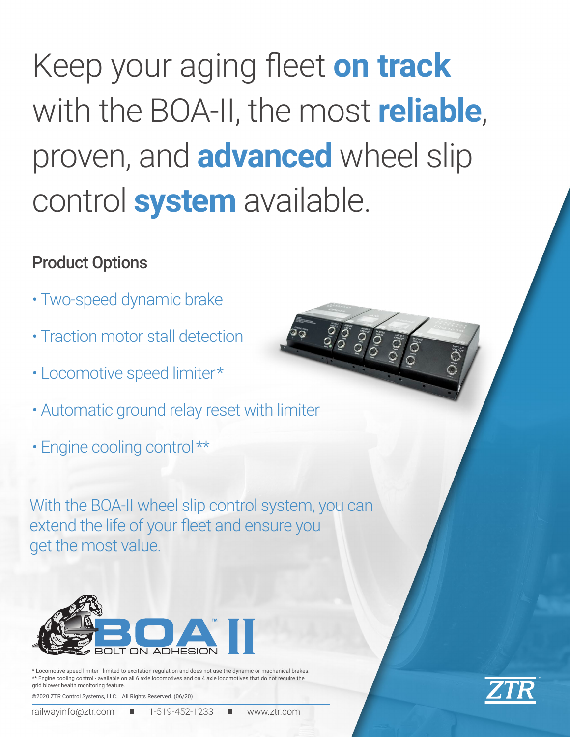# Keep your aging fleet **on track** with the BOA-II, the most **reliable**, proven, and **advanced** wheel slip control **system** available.

## Product Options

- Two-speed dynamic brake
- Traction motor stall detection
- Locomotive speed limiter*
- Automatic ground relay reset with limiter
- Engine cooling control**

With the BOA-II wheel slip control system, you can extend the life of your fleet and ensure you get the most value.

BOA™ II
BOLT-ON ADHESION

* Locomotive speed limiter - limited to excitation regulation and does not use the dynamic or machanical brakes.
** Engine cooling control - available on all 6 axle locomotives and on 4 axle locomotives that do not require the grid blower health monitoring feature.

©2020 ZTR Control Systems, LLC. All Rights Reserved. (06/20)

railwayinfo@ztr.com ■ 1-519-452-1233 ■ www.ztr.com

ZTR™